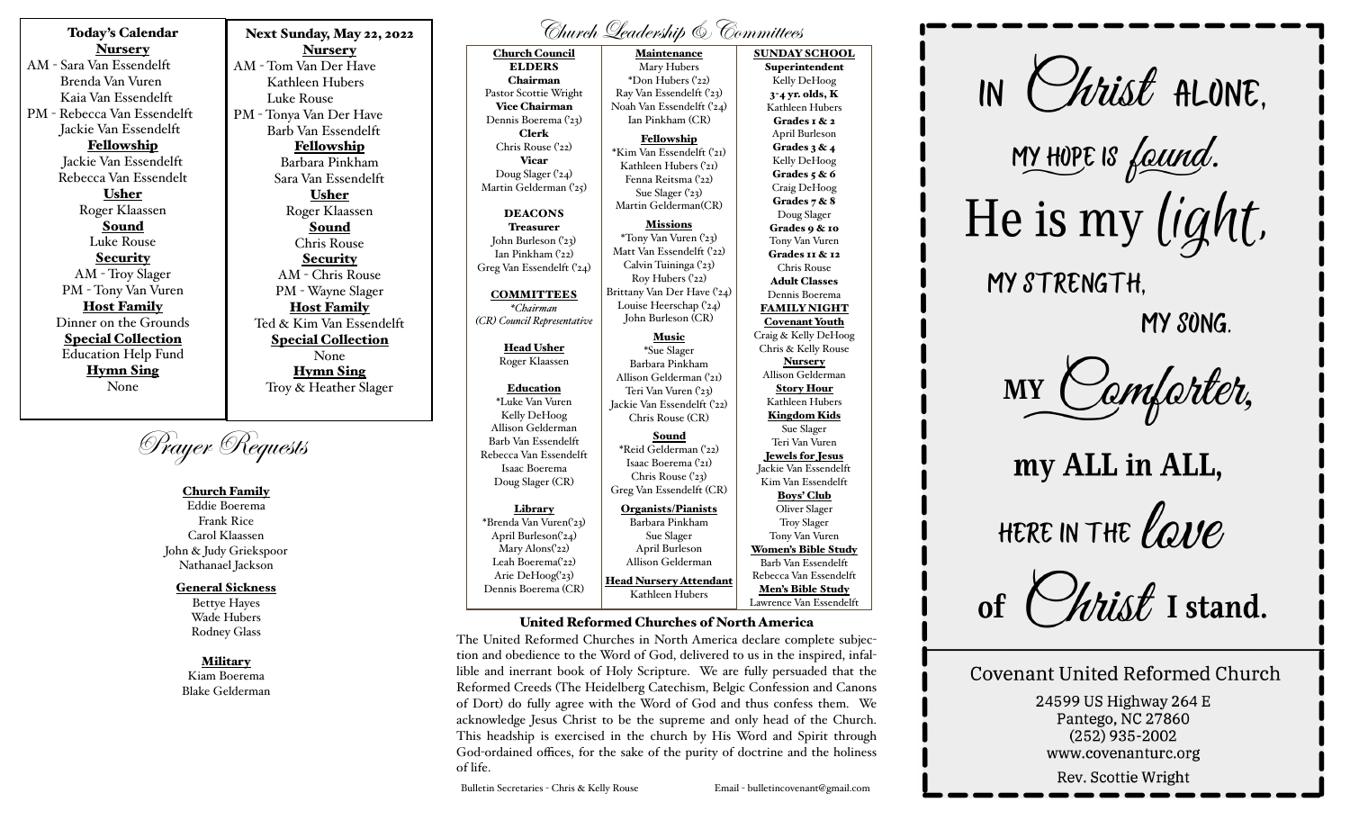## Today's Calendar

**Nursery**
AM - Sara Van Essendelft
Brenda Van Vuren
Kaia Van Essendelft
PM - Rebecca Van Essendelft
Jackie Van Essendelft

**Fellowship**
Jackie Van Essendelft
Rebecca Van Essendelt

**Usher**
Roger Klaassen

**Sound**
Luke Rouse

**Security**
AM - Troy Slager
PM - Tony Van Vuren

**Host Family**
Dinner on the Grounds

**Special Collection**
Education Help Fund

**Hymn Sing**
None

## Next Sunday, May 22, 2022

**Nursery**
AM - Tom Van Der Have
Kathleen Hubers
Luke Rouse
PM - Tonya Van Der Have
Barb Van Essendelft

**Fellowship**
Barbara Pinkham
Sara Van Essendelft

**Usher**
Roger Klaassen

**Sound**
Chris Rouse

**Security**
AM - Chris Rouse
PM - Wayne Slager

**Host Family**
Ted & Kim Van Essendelft

**Special Collection**
None

**Hymn Sing**
Troy & Heather Slager

## Prayer Requests

**Church Family**
Eddie Boerema
Frank Rice
Carol Klaassen
John & Judy Griekspoor
Nathanael Jackson

**General Sickness**
Bettye Hayes
Wade Hubers
Rodney Glass

**Military**
Kiam Boerema
Blake Gelderman

## Church Leadership & Committees

**Church Council**

**ELDERS**

**Chairman**
Pastor Scottie Wright

**Vice Chairman**
Dennis Boerema ('23)

**Clerk**
Chris Rouse ('22)

**Vicar**
Doug Slager ('24)
Martin Gelderman ('25)

**DEACONS**

**Treasurer**
John Burleson ('23)
Ian Pinkham ('22)
Greg Van Essendelft ('24)

**COMMITTEES**
*\*Chairman*
*(CR) Council Representative*

**Head Usher**
Roger Klaassen

**Education**
\*Luke Van Vuren
Kelly DeHoog
Allison Gelderman
Barb Van Essendelft
Rebecca Van Essendelft
Isaac Boerema
Doug Slager (CR)

**Library**
\*Brenda Van Vuren('23)
April Burleson('24)
Mary Alons('22)
Leah Boerema('22)
Arie DeHoog('23)
Dennis Boerema (CR)

**Maintenance**
Mary Hubers
\*Don Hubers ('22)
Ray Van Essendelft ('23)
Noah Van Essendelft ('24)
Ian Pinkham (CR)

**Fellowship**
\*Kim Van Essendelft ('21)
Kathleen Hubers ('21)
Fenna Reitsma ('22)
Sue Slager ('23)
Martin Gelderman(CR)

**Missions**
\*Tony Van Vuren ('23)
Matt Van Essendelft ('22)
Calvin Tuininga ('23)
Roy Hubers ('22)
Brittany Van Der Have ('24)
Louise Heerschap ('24)
John Burleson (CR)

**Music**
\*Sue Slager
Barbara Pinkham
Allison Gelderman ('21)
Teri Van Vuren ('23)
Jackie Van Essendelft ('22)
Chris Rouse (CR)

**Sound**
\*Reid Gelderman ('22)
Isaac Boerema ('21)
Chris Rouse ('23)
Greg Van Essendelft (CR)

**Organists/Pianists**
Barbara Pinkham
Sue Slager
April Burleson
Allison Gelderman

**Head Nursery Attendant**
Kathleen Hubers

**SUNDAY SCHOOL**

**Superintendent**
Kelly DeHoog

**3-4 yr. olds, K**
Kathleen Hubers

**Grades 1 & 2**
April Burleson

**Grades 3 & 4**
Kelly DeHoog

**Grades 5 & 6**
Craig DeHoog

**Grades 7 & 8**
Doug Slager

**Grades 9 & 10**
Tony Van Vuren

**Grades 11 & 12**
Chris Rouse

**Adult Classes**
Dennis Boerema

**FAMILY NIGHT**

**Covenant Youth**
Craig & Kelly DeHoog
Chris & Kelly Rouse

**Nursery**
Allison Gelderman

**Story Hour**
Kathleen Hubers

**Kingdom Kids**
Sue Slager
Teri Van Vuren

**Jewels for Jesus**
Jackie Van Essendelft
Kim Van Essendelft

**Boys' Club**
Oliver Slager
Troy Slager
Tony Van Vuren

**Women's Bible Study**
Barb Van Essendelft
Rebecca Van Essendelft

**Men's Bible Study**
Lawrence Van Essendelft

## United Reformed Churches of North America

The United Reformed Churches in North America declare complete subjection and obedience to the Word of God, delivered to us in the inspired, infallible and inerrant book of Holy Scripture. We are fully persuaded that the Reformed Creeds (The Heidelberg Catechism, Belgic Confession and Canons of Dort) do fully agree with the Word of God and thus confess them. We acknowledge Jesus Christ to be the supreme and only head of the Church. This headship is exercised in the church by His Word and Spirit through God-ordained offices, for the sake of the purity of doctrine and the holiness of life.

Bulletin Secretaries - Chris & Kelly Rouse    Email - bulletincovenant@gmail.com

IN Christ ALONE,
MY HOPE IS found.
He is my light,
MY STRENGTH,
MY SONG.
MY Comforter,
my ALL in ALL,
HERE IN THE love
of Christ I stand.

**Covenant United Reformed Church**
24599 US Highway 264 E
Pantego, NC 27860
(252) 935-2002
www.covenanturc.org
Rev. Scottie Wright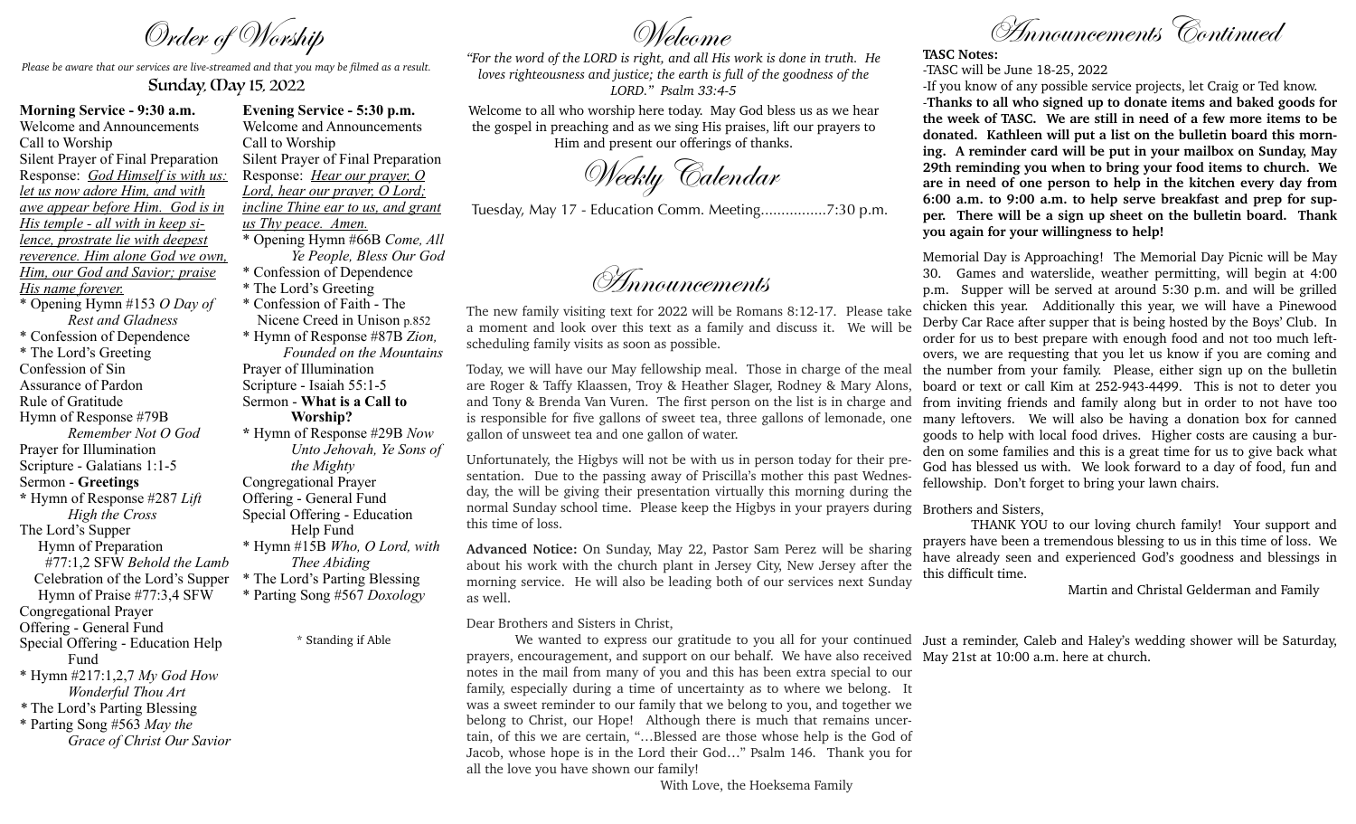# Order of Worship

*Please be aware that our services are live-streamed and that you may be filmed as a result.*

## Sunday, May 15, 2022

**Morning Service - 9:30 a.m.**

Welcome and Announcements
Call to Worship
Silent Prayer of Final Preparation
Response: God Himself is with us: let us now adore Him, and with awe appear before Him. God is in His temple - all with in keep silence, prostrate lie with deepest reverence. Him alone God we own, Him, our God and Savior; praise His name forever.
\* Opening Hymn #153 *O Day of Rest and Gladness*
\* Confession of Dependence
\* The Lord's Greeting
Confession of Sin
Assurance of Pardon
Rule of Gratitude
Hymn of Response #79B *Remember Not O God*
Prayer for Illumination
Scripture - Galatians 1:1-5
Sermon - **Greetings**
\* Hymn of Response #287 *Lift High the Cross*
The Lord's Supper
Hymn of Preparation #77:1,2 SFW *Behold the Lamb*
Celebration of the Lord's Supper
Hymn of Praise #77:3,4 SFW
Congregational Prayer
Offering - General Fund
Special Offering - Education Help Fund
\* Hymn #217:1,2,7 *My God How Wonderful Thou Art*
\* The Lord's Parting Blessing
\* Parting Song #563 *May the Grace of Christ Our Savior*

**Evening Service - 5:30 p.m.**

Welcome and Announcements
Call to Worship
Silent Prayer of Final Preparation
Response: Hear our prayer, O Lord, hear our prayer, O Lord; incline Thine ear to us, and grant us Thy peace. Amen.
\* Opening Hymn #66B *Come, All Ye People, Bless Our God*
\* Confession of Dependence
\* The Lord's Greeting
\* Confession of Faith - The Nicene Creed in Unison p.852
\* Hymn of Response #87B *Zion, Founded on the Mountains*
Prayer of Illumination
Scripture - Isaiah 55:1-5
Sermon - **What is a Call to Worship?**
\* Hymn of Response #29B *Now Unto Jehovah, Ye Sons of the Mighty*
Congregational Prayer
Offering - General Fund
Special Offering - Education Help Fund
\* Hymn #15B *Who, O Lord, with Thee Abiding*
\* The Lord's Parting Blessing
\* Parting Song #567 *Doxology*

\* Standing if Able

# Welcome

*"For the word of the LORD is right, and all His work is done in truth. He loves righteousness and justice; the earth is full of the goodness of the LORD." Psalm 33:4-5*

Welcome to all who worship here today. May God bless us as we hear the gospel in preaching and as we sing His praises, lift our prayers to Him and present our offerings of thanks.

# Weekly Calendar

Tuesday, May 17 - Education Comm. Meeting................7:30 p.m.

# Announcements

The new family visiting text for 2022 will be Romans 8:12-17. Please take a moment and look over this text as a family and discuss it. We will be scheduling family visits as soon as possible.

Today, we will have our May fellowship meal. Those in charge of the meal are Roger & Taffy Klaassen, Troy & Heather Slager, Rodney & Mary Alons, and Tony & Brenda Van Vuren. The first person on the list is in charge and is responsible for five gallons of sweet tea, three gallons of lemonade, one gallon of unsweet tea and one gallon of water.

Unfortunately, the Higbys will not be with us in person today for their presentation. Due to the passing away of Priscilla's mother this past Wednesday, the will be giving their presentation virtually this morning during the normal Sunday school time. Please keep the Higbys in your prayers during this time of loss.

**Advanced Notice:** On Sunday, May 22, Pastor Sam Perez will be sharing about his work with the church plant in Jersey City, New Jersey after the morning service. He will also be leading both of our services next Sunday as well.

Dear Brothers and Sisters in Christ,

We wanted to express our gratitude to you all for your continued prayers, encouragement, and support on our behalf. We have also received notes in the mail from many of you and this has been extra special to our family, especially during a time of uncertainty as to where we belong. It was a sweet reminder to our family that we belong to you, and together we belong to Christ, our Hope! Although there is much that remains uncertain, of this we are certain, "…Blessed are those whose help is the God of Jacob, whose hope is in the Lord their God…" Psalm 146. Thank you for all the love you have shown our family!

With Love, the Hoeksema Family

# Announcements Continued

**TASC Notes:**

-TASC will be June 18-25, 2022

-If you know of any possible service projects, let Craig or Ted know.

-**Thanks to all who signed up to donate items and baked goods for the week of TASC. We are still in need of a few more items to be donated. Kathleen will put a list on the bulletin board this morning. A reminder card will be put in your mailbox on Sunday, May 29th reminding you when to bring your food items to church. We are in need of one person to help in the kitchen every day from 6:00 a.m. to 9:00 a.m. to help serve breakfast and prep for supper. There will be a sign up sheet on the bulletin board. Thank you again for your willingness to help!**

Memorial Day is Approaching! The Memorial Day Picnic will be May 30. Games and waterslide, weather permitting, will begin at 4:00 p.m. Supper will be served at around 5:30 p.m. and will be grilled chicken this year. Additionally this year, we will have a Pinewood Derby Car Race after supper that is being hosted by the Boys' Club. In order for us to best prepare with enough food and not too much leftovers, we are requesting that you let us know if you are coming and the number from your family. Please, either sign up on the bulletin board or text or call Kim at 252-943-4499. This is not to deter you from inviting friends and family along but in order to not have too many leftovers. We will also be having a donation box for canned goods to help with local food drives. Higher costs are causing a burden on some families and this is a great time for us to give back what God has blessed us with. We look forward to a day of food, fun and fellowship. Don't forget to bring your lawn chairs.

Brothers and Sisters,

THANK YOU to our loving church family! Your support and prayers have been a tremendous blessing to us in this time of loss. We have already seen and experienced God's goodness and blessings in this difficult time.

Martin and Christal Gelderman and Family

Just a reminder, Caleb and Haley's wedding shower will be Saturday, May 21st at 10:00 a.m. here at church.